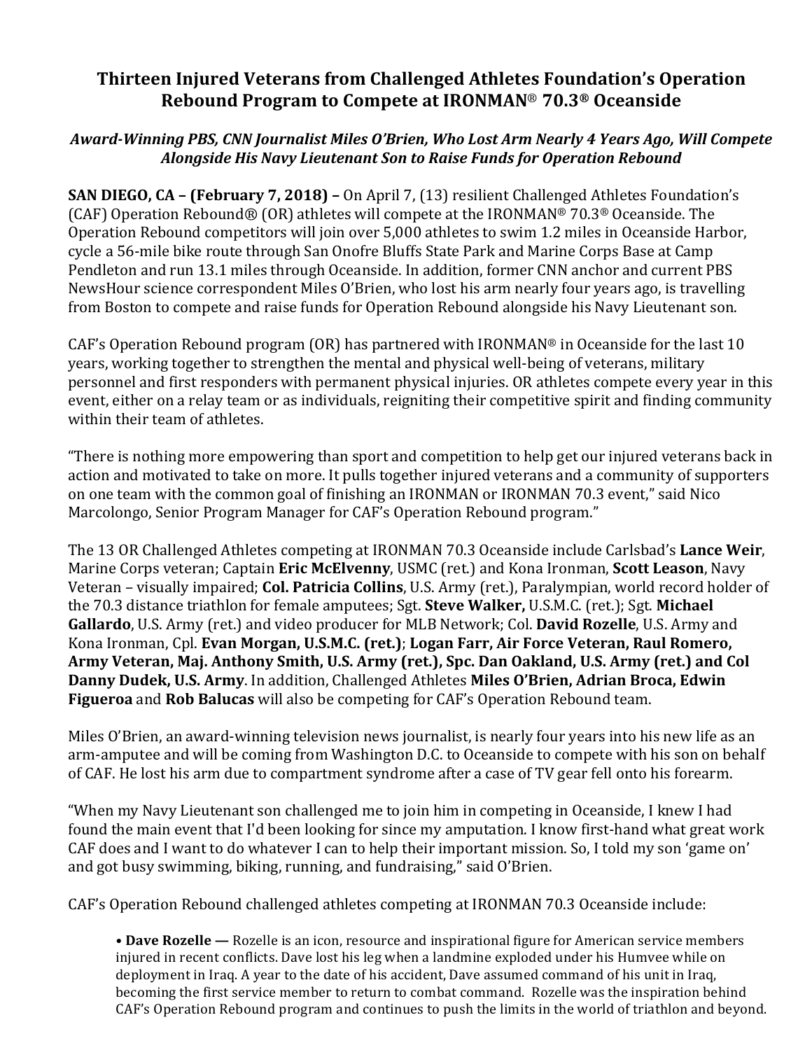# Thirteen Injured Veterans from Challenged Athletes Foundation's Operation Rebound Program to Compete at IRONMAN® 70.3® Oceanside

***Award-Winning PBS, CNN Journalist Miles O'Brien, Who Lost Arm Nearly 4 Years Ago, Will Compete Alongside His Navy Lieutenant Son to Raise Funds for Operation Rebound***

**SAN DIEGO, CA – (February 7, 2018) –** On April 7, (13) resilient Challenged Athletes Foundation's (CAF) Operation Rebound® (OR) athletes will compete at the IRONMAN® 70.3® Oceanside. The Operation Rebound competitors will join over 5,000 athletes to swim 1.2 miles in Oceanside Harbor, cycle a 56-mile bike route through San Onofre Bluffs State Park and Marine Corps Base at Camp Pendleton and run 13.1 miles through Oceanside. In addition, former CNN anchor and current PBS NewsHour science correspondent Miles O'Brien, who lost his arm nearly four years ago, is travelling from Boston to compete and raise funds for Operation Rebound alongside his Navy Lieutenant son.

CAF's Operation Rebound program (OR) has partnered with IRONMAN® in Oceanside for the last 10 years, working together to strengthen the mental and physical well-being of veterans, military personnel and first responders with permanent physical injuries. OR athletes compete every year in this event, either on a relay team or as individuals, reigniting their competitive spirit and finding community within their team of athletes.

"There is nothing more empowering than sport and competition to help get our injured veterans back in action and motivated to take on more. It pulls together injured veterans and a community of supporters on one team with the common goal of finishing an IRONMAN or IRONMAN 70.3 event," said Nico Marcolongo, Senior Program Manager for CAF's Operation Rebound program."

The 13 OR Challenged Athletes competing at IRONMAN 70.3 Oceanside include Carlsbad's **Lance Weir**, Marine Corps veteran; Captain **Eric McElvenny**, USMC (ret.) and Kona Ironman, **Scott Leason**, Navy Veteran – visually impaired; **Col. Patricia Collins**, U.S. Army (ret.), Paralympian, world record holder of the 70.3 distance triathlon for female amputees; Sgt. **Steve Walker,** U.S.M.C. (ret.); Sgt. **Michael Gallardo**, U.S. Army (ret.) and video producer for MLB Network; Col. **David Rozelle**, U.S. Army and Kona Ironman, Cpl. **Evan Morgan, U.S.M.C. (ret.)**; **Logan Farr, Air Force Veteran, Raul Romero, Army Veteran, Maj. Anthony Smith, U.S. Army (ret.), Spc. Dan Oakland, U.S. Army (ret.) and Col Danny Dudek, U.S. Army**. In addition, Challenged Athletes **Miles O'Brien, Adrian Broca, Edwin Figueroa** and **Rob Balucas** will also be competing for CAF's Operation Rebound team.

Miles O'Brien, an award-winning television news journalist, is nearly four years into his new life as an arm-amputee and will be coming from Washington D.C. to Oceanside to compete with his son on behalf of CAF. He lost his arm due to compartment syndrome after a case of TV gear fell onto his forearm.

"When my Navy Lieutenant son challenged me to join him in competing in Oceanside, I knew I had found the main event that I'd been looking for since my amputation. I know first-hand what great work CAF does and I want to do whatever I can to help their important mission. So, I told my son 'game on' and got busy swimming, biking, running, and fundraising," said O'Brien.

CAF's Operation Rebound challenged athletes competing at IRONMAN 70.3 Oceanside include:

- **Dave Rozelle —** Rozelle is an icon, resource and inspirational figure for American service members injured in recent conflicts. Dave lost his leg when a landmine exploded under his Humvee while on deployment in Iraq. A year to the date of his accident, Dave assumed command of his unit in Iraq, becoming the first service member to return to combat command. Rozelle was the inspiration behind CAF's Operation Rebound program and continues to push the limits in the world of triathlon and beyond.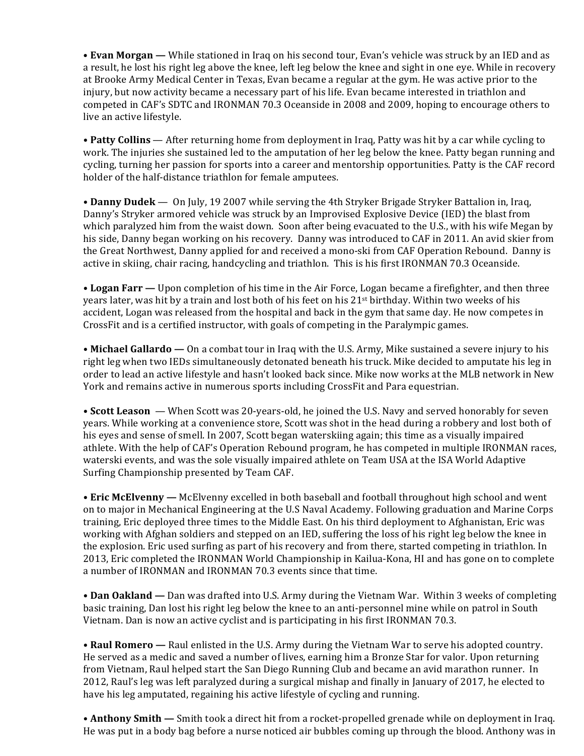• **Evan Morgan —** While stationed in Iraq on his second tour, Evan's vehicle was struck by an IED and as a result, he lost his right leg above the knee, left leg below the knee and sight in one eye. While in recovery at Brooke Army Medical Center in Texas, Evan became a regular at the gym. He was active prior to the injury, but now activity became a necessary part of his life. Evan became interested in triathlon and competed in CAF's SDTC and IRONMAN 70.3 Oceanside in 2008 and 2009, hoping to encourage others to live an active lifestyle.

• **Patty Collins** — After returning home from deployment in Iraq, Patty was hit by a car while cycling to work. The injuries she sustained led to the amputation of her leg below the knee. Patty began running and cycling, turning her passion for sports into a career and mentorship opportunities. Patty is the CAF record holder of the half-distance triathlon for female amputees.

• **Danny Dudek** — On July, 19 2007 while serving the 4th Stryker Brigade Stryker Battalion in, Iraq, Danny's Stryker armored vehicle was struck by an Improvised Explosive Device (IED) the blast from which paralyzed him from the waist down. Soon after being evacuated to the U.S., with his wife Megan by his side, Danny began working on his recovery. Danny was introduced to CAF in 2011. An avid skier from the Great Northwest, Danny applied for and received a mono-ski from CAF Operation Rebound. Danny is active in skiing, chair racing, handcycling and triathlon. This is his first IRONMAN 70.3 Oceanside.

• **Logan Farr —** Upon completion of his time in the Air Force, Logan became a firefighter, and then three years later, was hit by a train and lost both of his feet on his 21st birthday. Within two weeks of his accident, Logan was released from the hospital and back in the gym that same day. He now competes in CrossFit and is a certified instructor, with goals of competing in the Paralympic games.

• **Michael Gallardo —** On a combat tour in Iraq with the U.S. Army, Mike sustained a severe injury to his right leg when two IEDs simultaneously detonated beneath his truck. Mike decided to amputate his leg in order to lead an active lifestyle and hasn't looked back since. Mike now works at the MLB network in New York and remains active in numerous sports including CrossFit and Para equestrian.

• **Scott Leason** — When Scott was 20-years-old, he joined the U.S. Navy and served honorably for seven years. While working at a convenience store, Scott was shot in the head during a robbery and lost both of his eyes and sense of smell. In 2007, Scott began waterskiing again; this time as a visually impaired athlete. With the help of CAF's Operation Rebound program, he has competed in multiple IRONMAN races, waterski events, and was the sole visually impaired athlete on Team USA at the ISA World Adaptive Surfing Championship presented by Team CAF.

• **Eric McElvenny —** McElvenny excelled in both baseball and football throughout high school and went on to major in Mechanical Engineering at the U.S Naval Academy. Following graduation and Marine Corps training, Eric deployed three times to the Middle East. On his third deployment to Afghanistan, Eric was working with Afghan soldiers and stepped on an IED, suffering the loss of his right leg below the knee in the explosion. Eric used surfing as part of his recovery and from there, started competing in triathlon. In 2013, Eric completed the IRONMAN World Championship in Kailua-Kona, HI and has gone on to complete a number of IRONMAN and IRONMAN 70.3 events since that time.

• **Dan Oakland —** Dan was drafted into U.S. Army during the Vietnam War. Within 3 weeks of completing basic training, Dan lost his right leg below the knee to an anti-personnel mine while on patrol in South Vietnam. Dan is now an active cyclist and is participating in his first IRONMAN 70.3.

• **Raul Romero —** Raul enlisted in the U.S. Army during the Vietnam War to serve his adopted country. He served as a medic and saved a number of lives, earning him a Bronze Star for valor. Upon returning from Vietnam, Raul helped start the San Diego Running Club and became an avid marathon runner. In 2012, Raul's leg was left paralyzed during a surgical mishap and finally in January of 2017, he elected to have his leg amputated, regaining his active lifestyle of cycling and running.

• **Anthony Smith —** Smith took a direct hit from a rocket-propelled grenade while on deployment in Iraq. He was put in a body bag before a nurse noticed air bubbles coming up through the blood. Anthony was in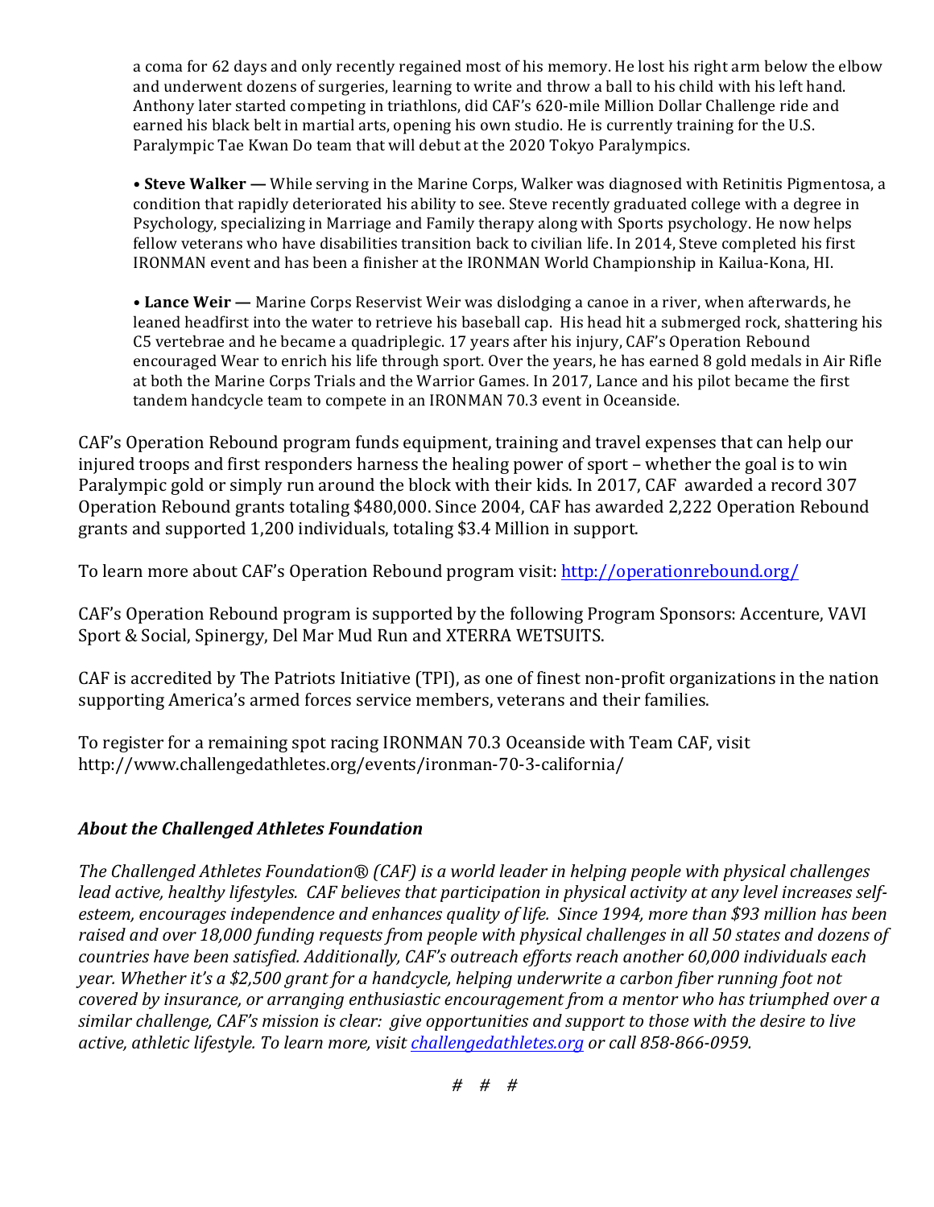a coma for 62 days and only recently regained most of his memory. He lost his right arm below the elbow and underwent dozens of surgeries, learning to write and throw a ball to his child with his left hand. Anthony later started competing in triathlons, did CAF's 620-mile Million Dollar Challenge ride and earned his black belt in martial arts, opening his own studio. He is currently training for the U.S. Paralympic Tae Kwan Do team that will debut at the 2020 Tokyo Paralympics.

- **Steve Walker —** While serving in the Marine Corps, Walker was diagnosed with Retinitis Pigmentosa, a condition that rapidly deteriorated his ability to see. Steve recently graduated college with a degree in Psychology, specializing in Marriage and Family therapy along with Sports psychology. He now helps fellow veterans who have disabilities transition back to civilian life. In 2014, Steve completed his first IRONMAN event and has been a finisher at the IRONMAN World Championship in Kailua-Kona, HI.

- **Lance Weir —** Marine Corps Reservist Weir was dislodging a canoe in a river, when afterwards, he leaned headfirst into the water to retrieve his baseball cap. His head hit a submerged rock, shattering his C5 vertebrae and he became a quadriplegic. 17 years after his injury, CAF's Operation Rebound encouraged Wear to enrich his life through sport. Over the years, he has earned 8 gold medals in Air Rifle at both the Marine Corps Trials and the Warrior Games. In 2017, Lance and his pilot became the first tandem handcycle team to compete in an IRONMAN 70.3 event in Oceanside.

CAF's Operation Rebound program funds equipment, training and travel expenses that can help our injured troops and first responders harness the healing power of sport – whether the goal is to win Paralympic gold or simply run around the block with their kids. In 2017, CAF awarded a record 307 Operation Rebound grants totaling $480,000. Since 2004, CAF has awarded 2,222 Operation Rebound grants and supported 1,200 individuals, totaling $3.4 Million in support.

To learn more about CAF's Operation Rebound program visit: [http://operationrebound.org/](http://operationrebound.org/)

CAF's Operation Rebound program is supported by the following Program Sponsors: Accenture, VAVI Sport & Social, Spinergy, Del Mar Mud Run and XTERRA WETSUITS.

CAF is accredited by The Patriots Initiative (TPI), as one of finest non-profit organizations in the nation supporting America's armed forces service members, veterans and their families.

To register for a remaining spot racing IRONMAN 70.3 Oceanside with Team CAF, visit http://www.challengedathletes.org/events/ironman-70-3-california/

### ***About the Challenged Athletes Foundation***

*The Challenged Athletes Foundation® (CAF) is a world leader in helping people with physical challenges lead active, healthy lifestyles. CAF believes that participation in physical activity at any level increases self-esteem, encourages independence and enhances quality of life. Since 1994, more than $93 million has been raised and over 18,000 funding requests from people with physical challenges in all 50 states and dozens of countries have been satisfied. Additionally, CAF's outreach efforts reach another 60,000 individuals each year. Whether it's a $2,500 grant for a handcycle, helping underwrite a carbon fiber running foot not covered by insurance, or arranging enthusiastic encouragement from a mentor who has triumphed over a similar challenge, CAF's mission is clear: give opportunities and support to those with the desire to live active, athletic lifestyle. To learn more, visit [challengedathletes.org](http://challengedathletes.org) or call 858-866-0959.*

*# # #*